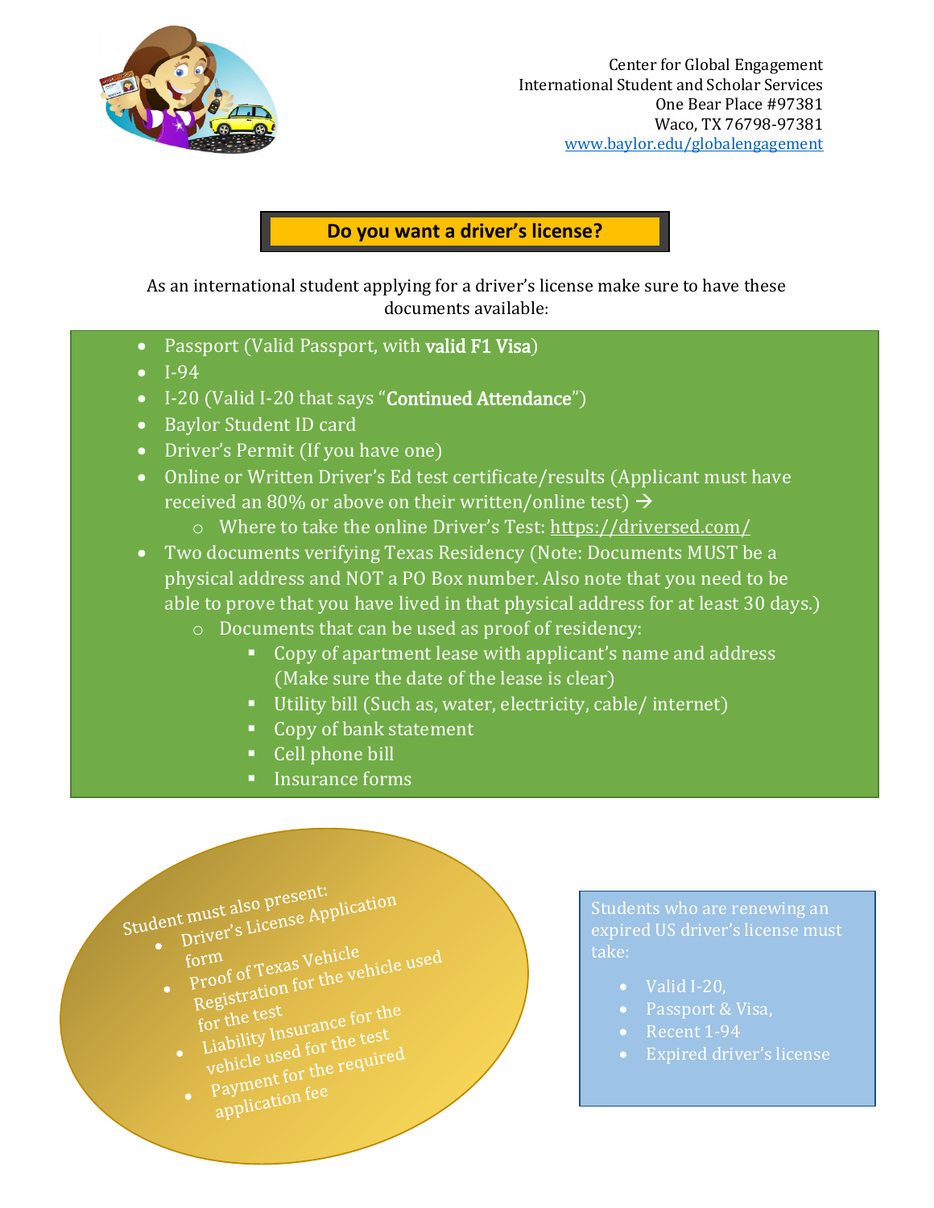Center for Global Engagement
International Student and Scholar Services
One Bear Place #97381
Waco, TX 76798-97381
www.baylor.edu/globalengagement

## Do you want a driver's license?

As an international student applying for a driver's license make sure to have these documents available:

- Passport (Valid Passport, with **valid F1 Visa**)
- I-94
- I-20 (Valid I-20 that says "**Continued Attendance**")
- Baylor Student ID card
- Driver's Permit (If you have one)
- Online or Written Driver's Ed test certificate/results (Applicant must have received an 80% or above on their written/online test) →
  - Where to take the online Driver's Test: https://driversed.com/
- Two documents verifying Texas Residency (Note: Documents MUST be a physical address and NOT a PO Box number. Also note that you need to be able to prove that you have lived in that physical address for at least 30 days.)
  - Documents that can be used as proof of residency:
    - Copy of apartment lease with applicant's name and address (Make sure the date of the lease is clear)
    - Utility bill (Such as, water, electricity, cable/ internet)
    - Copy of bank statement
    - Cell phone bill
    - Insurance forms

Student must also present:

- Driver's License Application form
- Proof of Texas Vehicle Registration for the vehicle used for the test
- Liability Insurance for the vehicle used for the test
- Payment for the required application fee

Students who are renewing an expired US driver's license must take:

- Valid I-20,
- Passport & Visa,
- Recent 1-94
- Expired driver's license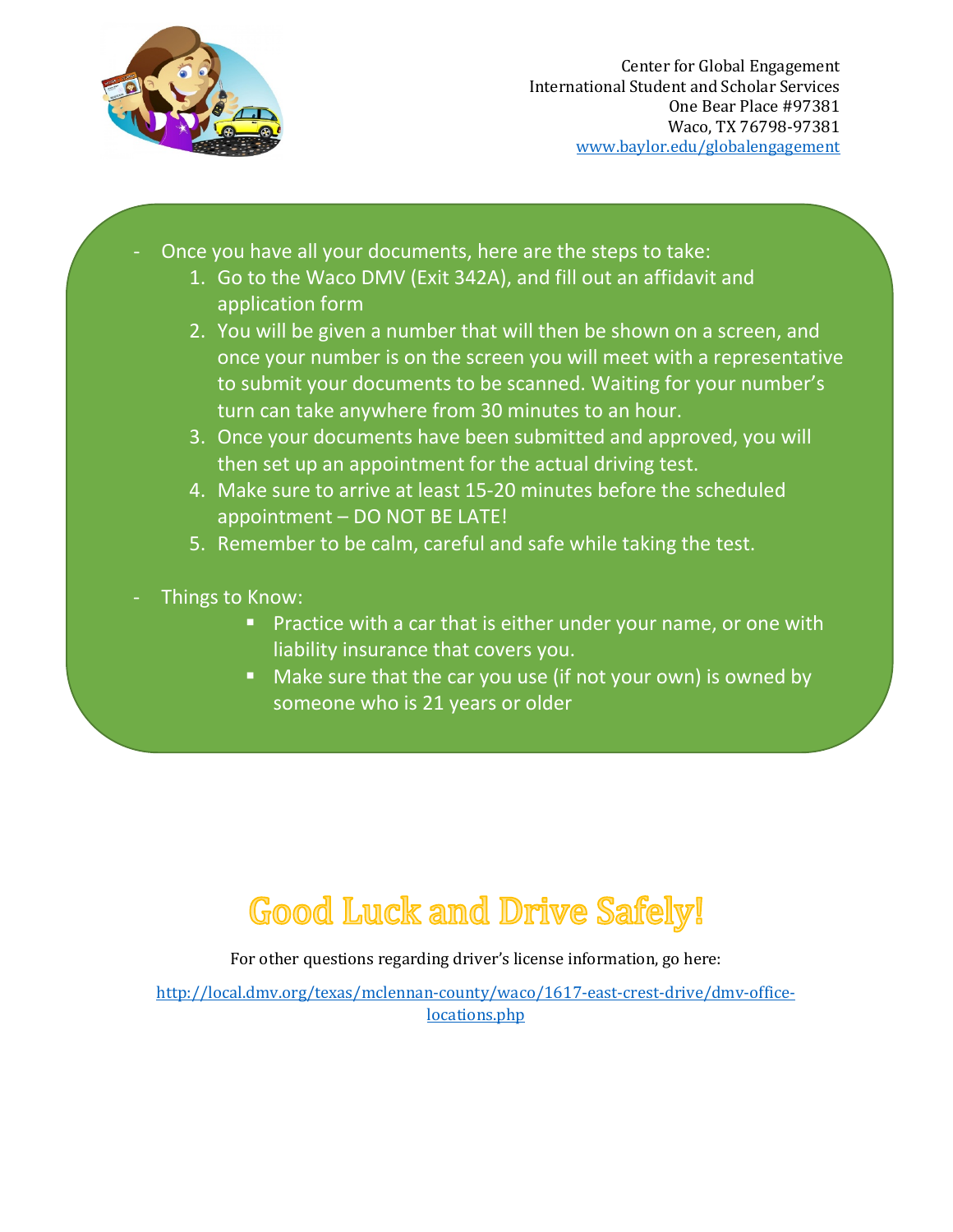Center for Global Engagement
International Student and Scholar Services
One Bear Place #97381
Waco, TX 76798-97381
[www.baylor.edu/globalengagement](http://www.baylor.edu/globalengagement)

- Once you have all your documents, here are the steps to take:
  1. Go to the Waco DMV (Exit 342A), and fill out an affidavit and application form
  2. You will be given a number that will then be shown on a screen, and once your number is on the screen you will meet with a representative to submit your documents to be scanned. Waiting for your number's turn can take anywhere from 30 minutes to an hour.
  3. Once your documents have been submitted and approved, you will then set up an appointment for the actual driving test.
  4. Make sure to arrive at least 15-20 minutes before the scheduled appointment – DO NOT BE LATE!
  5. Remember to be calm, careful and safe while taking the test.

- Things to Know:
  - Practice with a car that is either under your name, or one with liability insurance that covers you.
  - Make sure that the car you use (if not your own) is owned by someone who is 21 years or older

# Good Luck and Drive Safely!

For other questions regarding driver's license information, go here:

[http://local.dmv.org/texas/mclennan-county/waco/1617-east-crest-drive/dmv-office-locations.php](http://local.dmv.org/texas/mclennan-county/waco/1617-east-crest-drive/dmv-office-locations.php)